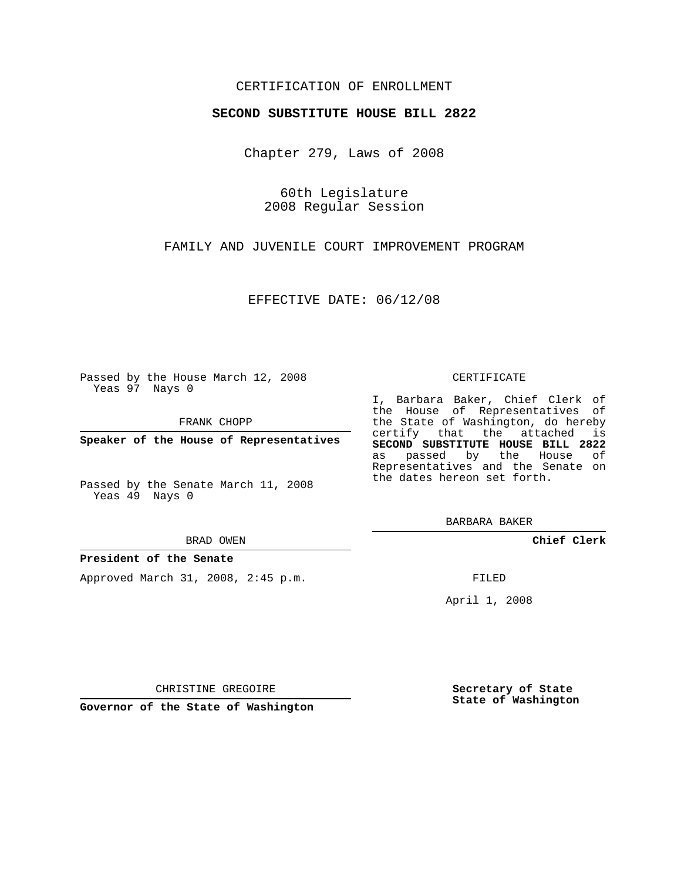CERTIFICATION OF ENROLLMENT

**SECOND SUBSTITUTE HOUSE BILL 2822**

Chapter 279, Laws of 2008

60th Legislature
2008 Regular Session

FAMILY AND JUVENILE COURT IMPROVEMENT PROGRAM

EFFECTIVE DATE: 06/12/08

Passed by the House March 12, 2008
Yeas 97 Nays 0

FRANK CHOPP

**Speaker of the House of Representatives**

Passed by the Senate March 11, 2008
Yeas 49 Nays 0

BRAD OWEN

**President of the Senate**

Approved March 31, 2008, 2:45 p.m.

CHRISTINE GREGOIRE

**Governor of the State of Washington**

CERTIFICATE

I, Barbara Baker, Chief Clerk of the House of Representatives of the State of Washington, do hereby certify that the attached is **SECOND SUBSTITUTE HOUSE BILL 2822** as passed by the House of Representatives and the Senate on the dates hereon set forth.

BARBARA BAKER

**Chief Clerk**

FILED

April 1, 2008

**Secretary of State**
**State of Washington**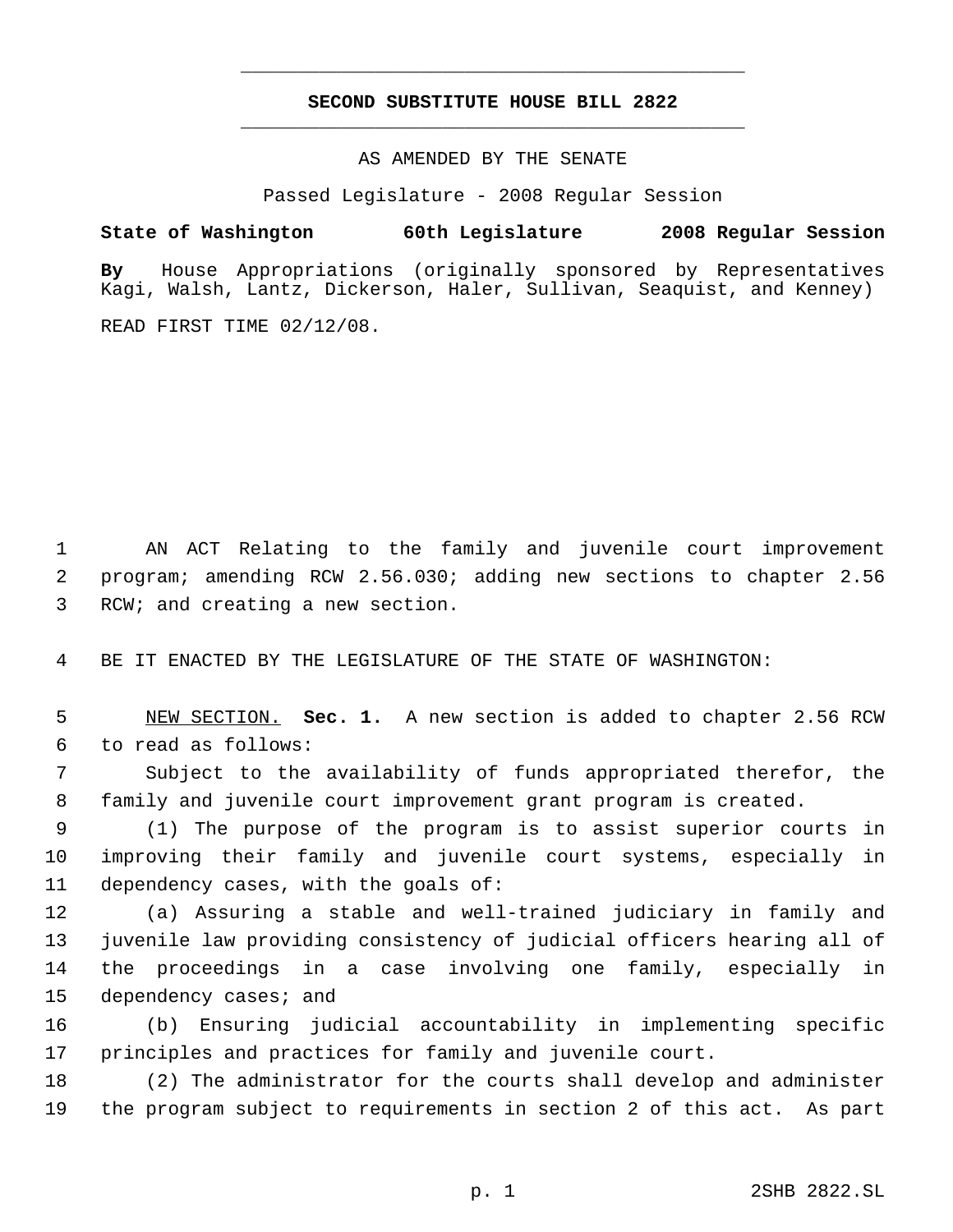# SECOND SUBSTITUTE HOUSE BILL 2822

AS AMENDED BY THE SENATE

Passed Legislature - 2008 Regular Session

**State of Washington 60th Legislature 2008 Regular Session**

**By** House Appropriations (originally sponsored by Representatives Kagi, Walsh, Lantz, Dickerson, Haler, Sullivan, Seaquist, and Kenney)

READ FIRST TIME 02/12/08.

AN ACT Relating to the family and juvenile court improvement program; amending RCW 2.56.030; adding new sections to chapter 2.56 RCW; and creating a new section.

BE IT ENACTED BY THE LEGISLATURE OF THE STATE OF WASHINGTON:

NEW SECTION. **Sec. 1.** A new section is added to chapter 2.56 RCW to read as follows:

Subject to the availability of funds appropriated therefor, the family and juvenile court improvement grant program is created.

(1) The purpose of the program is to assist superior courts in improving their family and juvenile court systems, especially in dependency cases, with the goals of:

(a) Assuring a stable and well-trained judiciary in family and juvenile law providing consistency of judicial officers hearing all of the proceedings in a case involving one family, especially in dependency cases; and

(b) Ensuring judicial accountability in implementing specific principles and practices for family and juvenile court.

(2) The administrator for the courts shall develop and administer the program subject to requirements in section 2 of this act. As part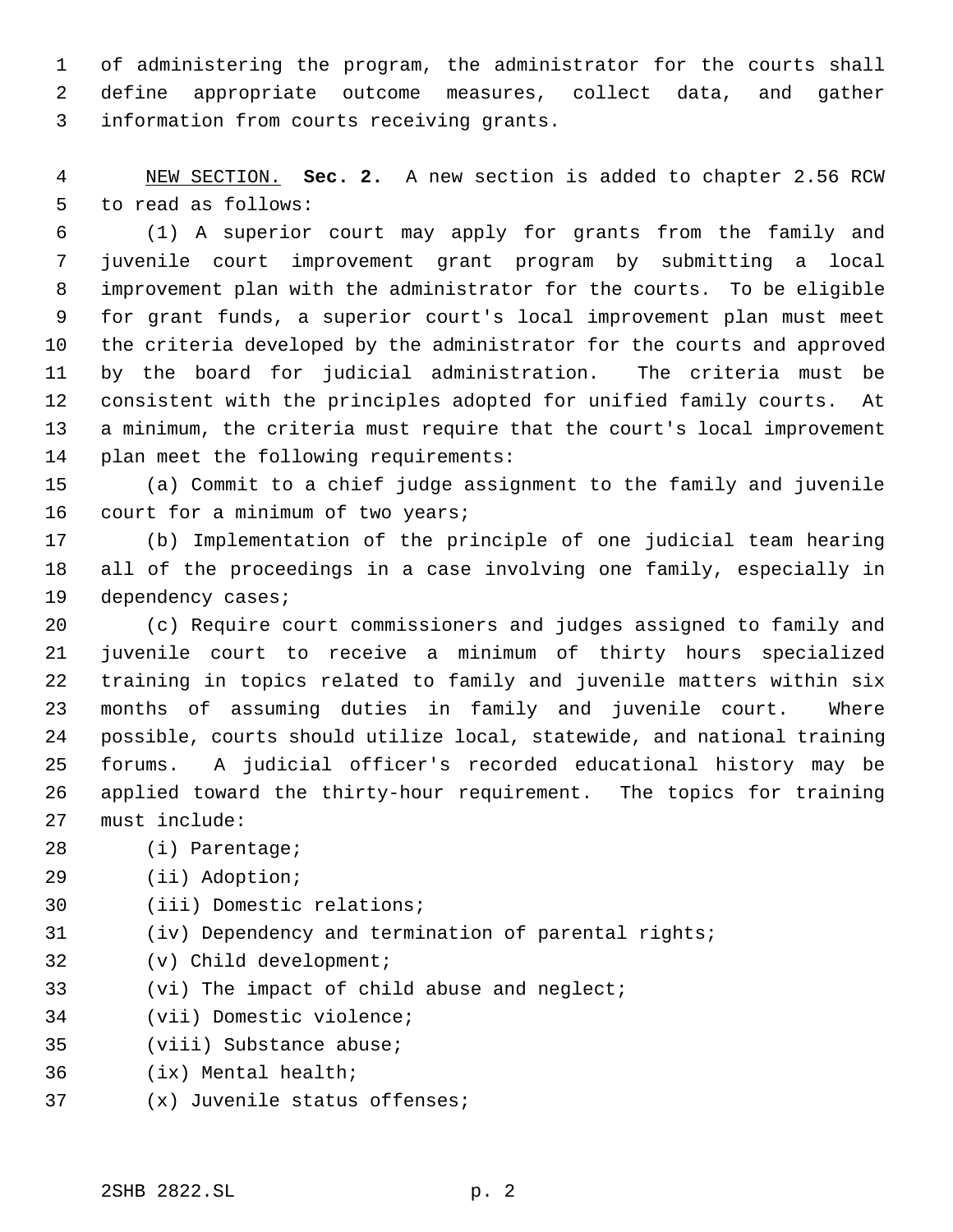of administering the program, the administrator for the courts shall define appropriate outcome measures, collect data, and gather information from courts receiving grants.

NEW SECTION. **Sec. 2.** A new section is added to chapter 2.56 RCW to read as follows:

(1) A superior court may apply for grants from the family and juvenile court improvement grant program by submitting a local improvement plan with the administrator for the courts. To be eligible for grant funds, a superior court's local improvement plan must meet the criteria developed by the administrator for the courts and approved by the board for judicial administration. The criteria must be consistent with the principles adopted for unified family courts. At a minimum, the criteria must require that the court's local improvement plan meet the following requirements:

(a) Commit to a chief judge assignment to the family and juvenile court for a minimum of two years;

(b) Implementation of the principle of one judicial team hearing all of the proceedings in a case involving one family, especially in dependency cases;

(c) Require court commissioners and judges assigned to family and juvenile court to receive a minimum of thirty hours specialized training in topics related to family and juvenile matters within six months of assuming duties in family and juvenile court. Where possible, courts should utilize local, statewide, and national training forums. A judicial officer's recorded educational history may be applied toward the thirty-hour requirement. The topics for training must include:

(i) Parentage;

(ii) Adoption;

(iii) Domestic relations;

(iv) Dependency and termination of parental rights;

(v) Child development;

(vi) The impact of child abuse and neglect;

(vii) Domestic violence;

(viii) Substance abuse;

(ix) Mental health;

(x) Juvenile status offenses;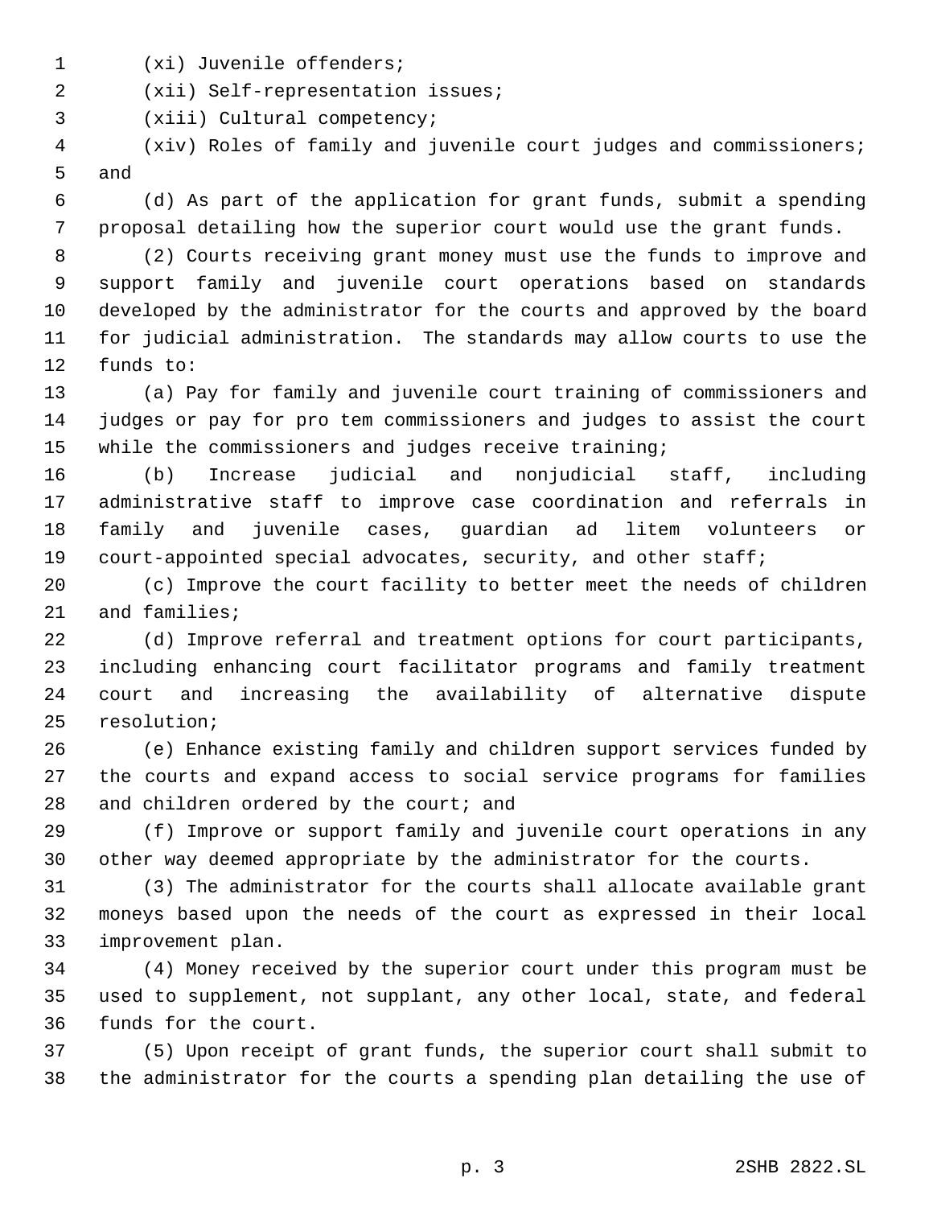(xi) Juvenile offenders;

(xii) Self-representation issues;

(xiii) Cultural competency;

(xiv) Roles of family and juvenile court judges and commissioners; and

(d) As part of the application for grant funds, submit a spending proposal detailing how the superior court would use the grant funds.

(2) Courts receiving grant money must use the funds to improve and support family and juvenile court operations based on standards developed by the administrator for the courts and approved by the board for judicial administration. The standards may allow courts to use the funds to:

(a) Pay for family and juvenile court training of commissioners and judges or pay for pro tem commissioners and judges to assist the court while the commissioners and judges receive training;

(b) Increase judicial and nonjudicial staff, including administrative staff to improve case coordination and referrals in family and juvenile cases, guardian ad litem volunteers or court-appointed special advocates, security, and other staff;

(c) Improve the court facility to better meet the needs of children and families;

(d) Improve referral and treatment options for court participants, including enhancing court facilitator programs and family treatment court and increasing the availability of alternative dispute resolution;

(e) Enhance existing family and children support services funded by the courts and expand access to social service programs for families and children ordered by the court; and

(f) Improve or support family and juvenile court operations in any other way deemed appropriate by the administrator for the courts.

(3) The administrator for the courts shall allocate available grant moneys based upon the needs of the court as expressed in their local improvement plan.

(4) Money received by the superior court under this program must be used to supplement, not supplant, any other local, state, and federal funds for the court.

(5) Upon receipt of grant funds, the superior court shall submit to the administrator for the courts a spending plan detailing the use of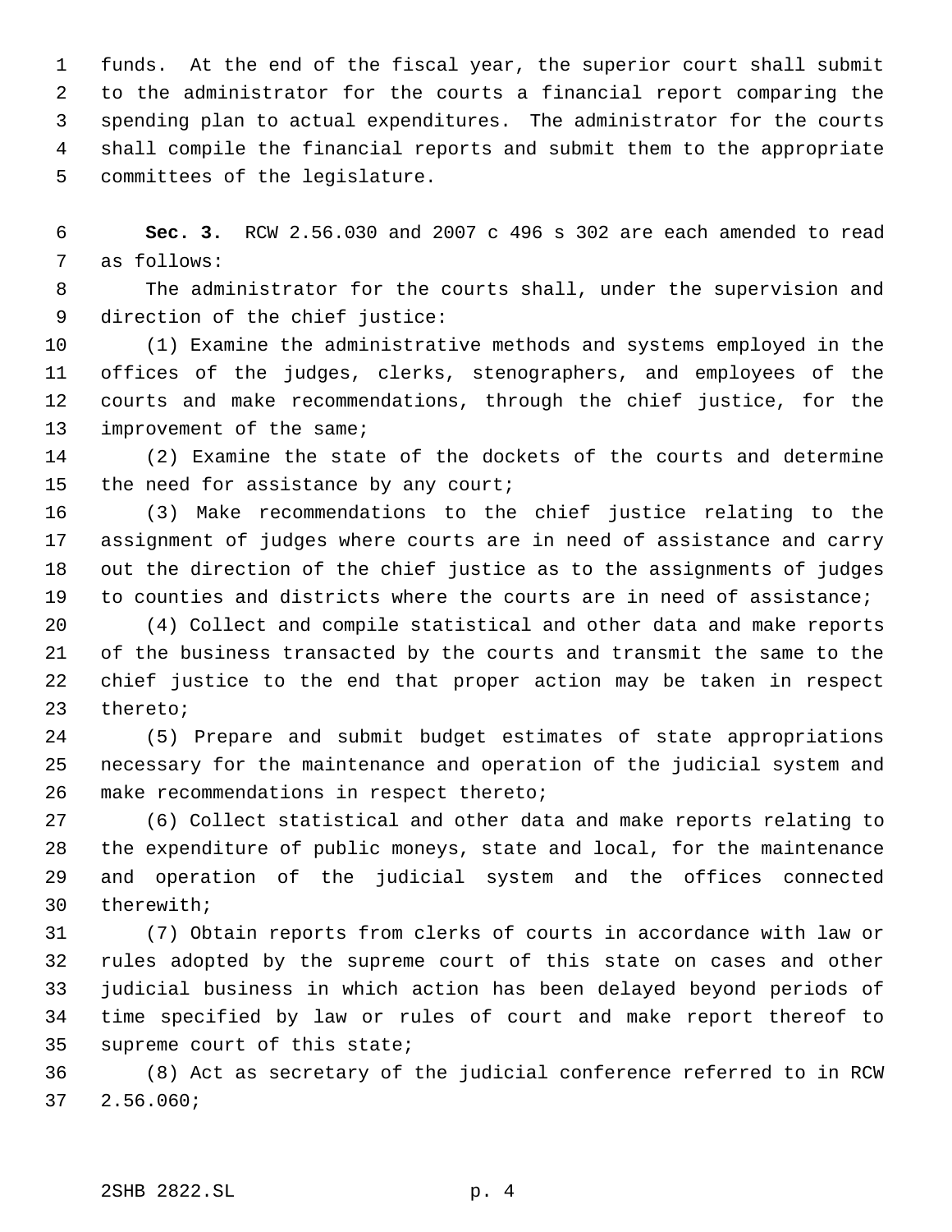funds. At the end of the fiscal year, the superior court shall submit to the administrator for the courts a financial report comparing the spending plan to actual expenditures. The administrator for the courts shall compile the financial reports and submit them to the appropriate committees of the legislature.

**Sec. 3.** RCW 2.56.030 and 2007 c 496 s 302 are each amended to read as follows:

The administrator for the courts shall, under the supervision and direction of the chief justice:

(1) Examine the administrative methods and systems employed in the offices of the judges, clerks, stenographers, and employees of the courts and make recommendations, through the chief justice, for the improvement of the same;

(2) Examine the state of the dockets of the courts and determine the need for assistance by any court;

(3) Make recommendations to the chief justice relating to the assignment of judges where courts are in need of assistance and carry out the direction of the chief justice as to the assignments of judges to counties and districts where the courts are in need of assistance;

(4) Collect and compile statistical and other data and make reports of the business transacted by the courts and transmit the same to the chief justice to the end that proper action may be taken in respect thereto;

(5) Prepare and submit budget estimates of state appropriations necessary for the maintenance and operation of the judicial system and make recommendations in respect thereto;

(6) Collect statistical and other data and make reports relating to the expenditure of public moneys, state and local, for the maintenance and operation of the judicial system and the offices connected therewith;

(7) Obtain reports from clerks of courts in accordance with law or rules adopted by the supreme court of this state on cases and other judicial business in which action has been delayed beyond periods of time specified by law or rules of court and make report thereof to supreme court of this state;

(8) Act as secretary of the judicial conference referred to in RCW 2.56.060;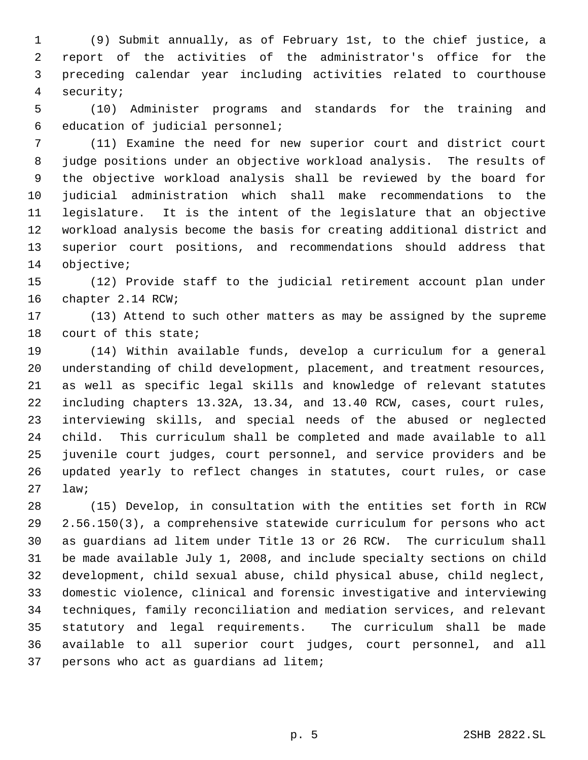(9) Submit annually, as of February 1st, to the chief justice, a report of the activities of the administrator's office for the preceding calendar year including activities related to courthouse security;

(10) Administer programs and standards for the training and education of judicial personnel;

(11) Examine the need for new superior court and district court judge positions under an objective workload analysis. The results of the objective workload analysis shall be reviewed by the board for judicial administration which shall make recommendations to the legislature. It is the intent of the legislature that an objective workload analysis become the basis for creating additional district and superior court positions, and recommendations should address that objective;

(12) Provide staff to the judicial retirement account plan under chapter 2.14 RCW;

(13) Attend to such other matters as may be assigned by the supreme court of this state;

(14) Within available funds, develop a curriculum for a general understanding of child development, placement, and treatment resources, as well as specific legal skills and knowledge of relevant statutes including chapters 13.32A, 13.34, and 13.40 RCW, cases, court rules, interviewing skills, and special needs of the abused or neglected child. This curriculum shall be completed and made available to all juvenile court judges, court personnel, and service providers and be updated yearly to reflect changes in statutes, court rules, or case law;

(15) Develop, in consultation with the entities set forth in RCW 2.56.150(3), a comprehensive statewide curriculum for persons who act as guardians ad litem under Title 13 or 26 RCW. The curriculum shall be made available July 1, 2008, and include specialty sections on child development, child sexual abuse, child physical abuse, child neglect, domestic violence, clinical and forensic investigative and interviewing techniques, family reconciliation and mediation services, and relevant statutory and legal requirements. The curriculum shall be made available to all superior court judges, court personnel, and all persons who act as guardians ad litem;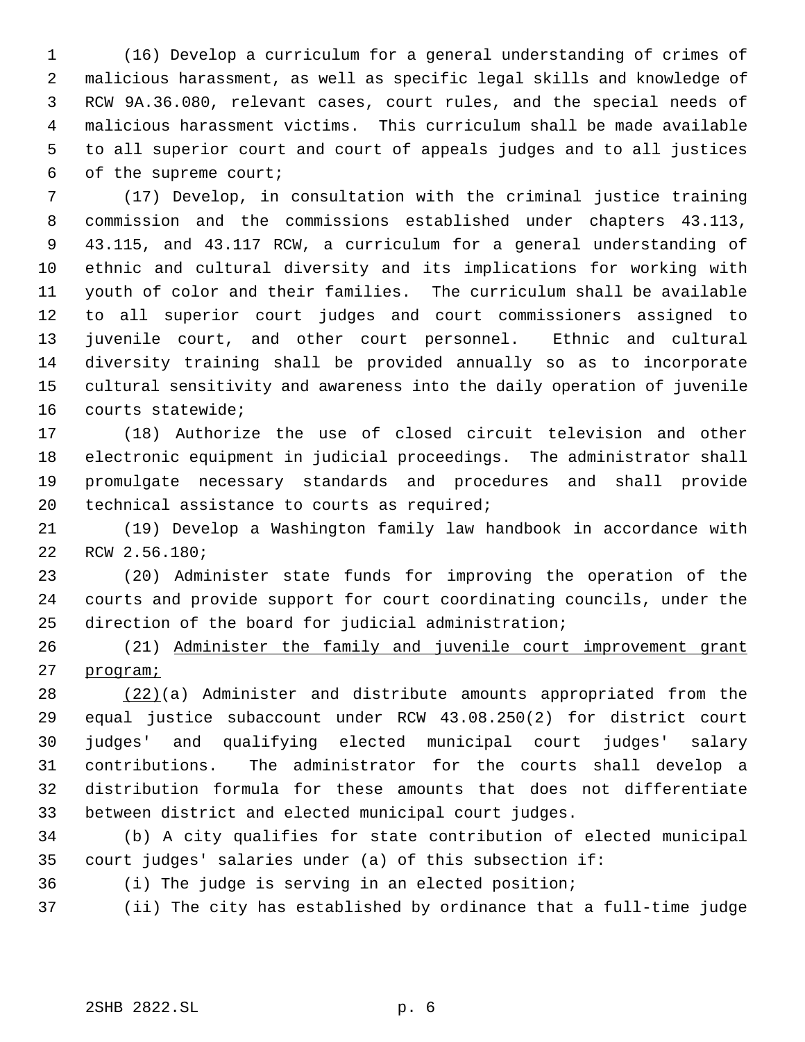(16) Develop a curriculum for a general understanding of crimes of malicious harassment, as well as specific legal skills and knowledge of RCW 9A.36.080, relevant cases, court rules, and the special needs of malicious harassment victims. This curriculum shall be made available to all superior court and court of appeals judges and to all justices of the supreme court;

(17) Develop, in consultation with the criminal justice training commission and the commissions established under chapters 43.113, 43.115, and 43.117 RCW, a curriculum for a general understanding of ethnic and cultural diversity and its implications for working with youth of color and their families. The curriculum shall be available to all superior court judges and court commissioners assigned to juvenile court, and other court personnel. Ethnic and cultural diversity training shall be provided annually so as to incorporate cultural sensitivity and awareness into the daily operation of juvenile courts statewide;

(18) Authorize the use of closed circuit television and other electronic equipment in judicial proceedings. The administrator shall promulgate necessary standards and procedures and shall provide technical assistance to courts as required;

(19) Develop a Washington family law handbook in accordance with RCW 2.56.180;

(20) Administer state funds for improving the operation of the courts and provide support for court coordinating councils, under the direction of the board for judicial administration;

(21) <u>Administer the family and juvenile court improvement grant program;</u>

<u>(22)</u>(a) Administer and distribute amounts appropriated from the equal justice subaccount under RCW 43.08.250(2) for district court judges' and qualifying elected municipal court judges' salary contributions. The administrator for the courts shall develop a distribution formula for these amounts that does not differentiate between district and elected municipal court judges.

(b) A city qualifies for state contribution of elected municipal court judges' salaries under (a) of this subsection if:

(i) The judge is serving in an elected position;

(ii) The city has established by ordinance that a full-time judge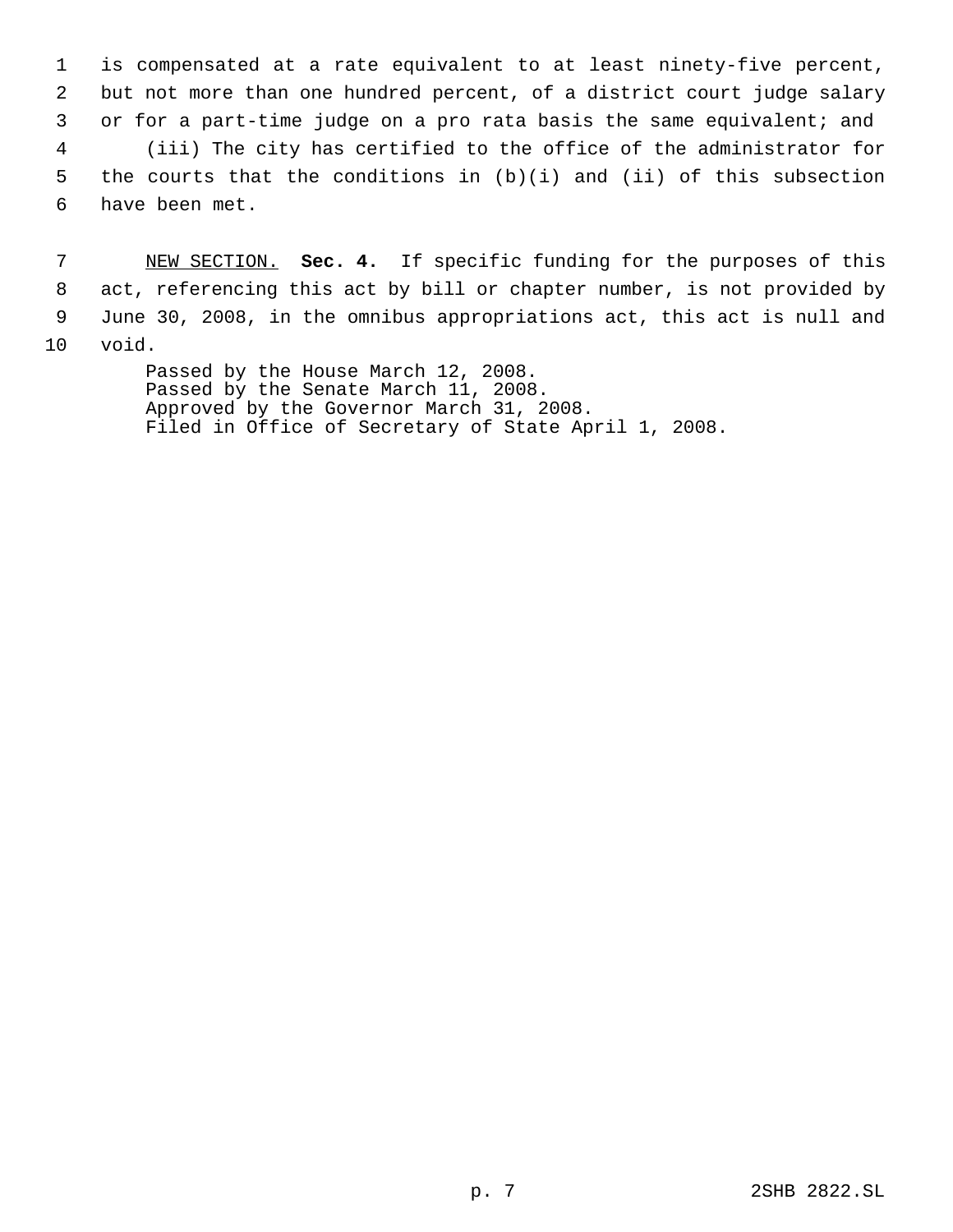is compensated at a rate equivalent to at least ninety-five percent, but not more than one hundred percent, of a district court judge salary or for a part-time judge on a pro rata basis the same equivalent; and

(iii) The city has certified to the office of the administrator for the courts that the conditions in (b)(i) and (ii) of this subsection have been met.

NEW SECTION. **Sec. 4.** If specific funding for the purposes of this act, referencing this act by bill or chapter number, is not provided by June 30, 2008, in the omnibus appropriations act, this act is null and void.

Passed by the House March 12, 2008.
Passed by the Senate March 11, 2008.
Approved by the Governor March 31, 2008.
Filed in Office of Secretary of State April 1, 2008.